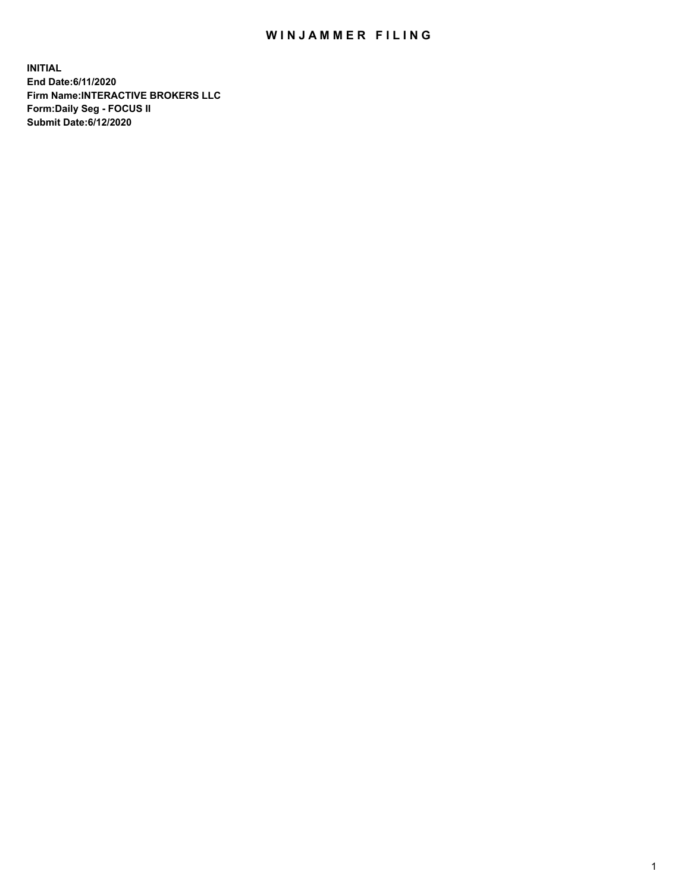# WINJAMMER FILING

**INITIAL**
**End Date:6/11/2020**
**Firm Name:INTERACTIVE BROKERS LLC**
**Form:Daily Seg - FOCUS II**
**Submit Date:6/12/2020**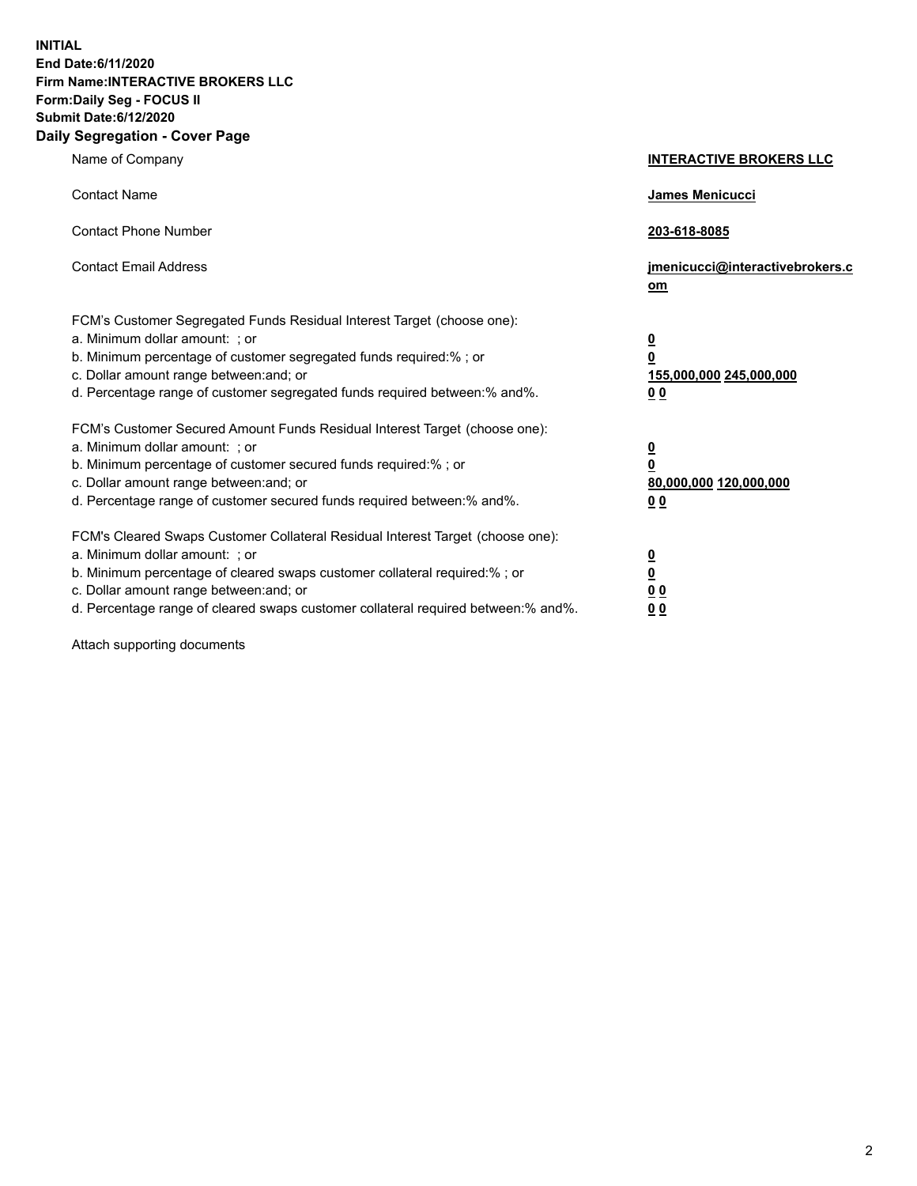**INITIAL**
**End Date:6/11/2020**
**Firm Name:INTERACTIVE BROKERS LLC**
**Form:Daily Seg - FOCUS II**
**Submit Date:6/12/2020**
**Daily Segregation - Cover Page**

| | |
|---|---|
| Name of Company | **INTERACTIVE BROKERS LLC** |
| Contact Name | **James Menicucci** |
| Contact Phone Number | **203-618-8085** |
| Contact Email Address | **jmenicucci@interactivebrokers.com** |
| FCM's Customer Segregated Funds Residual Interest Target (choose one): | |
| a. Minimum dollar amount: ; or | **0** |
| b. Minimum percentage of customer segregated funds required:% ; or | **0** |
| c. Dollar amount range between:and; or | **155,000,000 245,000,000** |
| d. Percentage range of customer segregated funds required between:% and%. | **0 0** |
| FCM's Customer Secured Amount Funds Residual Interest Target (choose one): | |
| a. Minimum dollar amount: ; or | **0** |
| b. Minimum percentage of customer secured funds required:% ; or | **0** |
| c. Dollar amount range between:and; or | **80,000,000 120,000,000** |
| d. Percentage range of customer secured funds required between:% and%. | **0 0** |
| FCM's Cleared Swaps Customer Collateral Residual Interest Target (choose one): | |
| a. Minimum dollar amount: ; or | **0** |
| b. Minimum percentage of cleared swaps customer collateral required:% ; or | **0** |
| c. Dollar amount range between:and; or | **0 0** |
| d. Percentage range of cleared swaps customer collateral required between:% and%. | **0 0** |

Attach supporting documents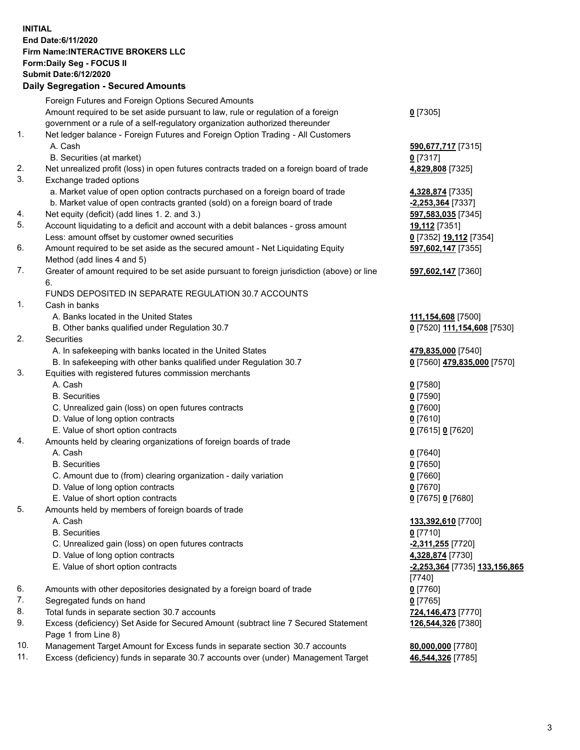**INITIAL**
**End Date:6/11/2020**
**Firm Name:INTERACTIVE BROKERS LLC**
**Form:Daily Seg - FOCUS II**
**Submit Date:6/12/2020**

### Daily Segregation - Secured Amounts

| | | |
|---|---|---|
| | Foreign Futures and Foreign Options Secured Amounts | |
| | Amount required to be set aside pursuant to law, rule or regulation of a foreign government or a rule of a self-regulatory organization authorized thereunder | **0** [7305] |
| 1. | Net ledger balance - Foreign Futures and Foreign Option Trading - All Customers | |
| | A. Cash | **590,677,717** [7315] |
| | B. Securities (at market) | **0** [7317] |
| 2. | Net unrealized profit (loss) in open futures contracts traded on a foreign board of trade | **4,829,808** [7325] |
| 3. | Exchange traded options | |
| | a. Market value of open option contracts purchased on a foreign board of trade | **4,328,874** [7335] |
| | b. Market value of open contracts granted (sold) on a foreign board of trade | **-2,253,364** [7337] |
| 4. | Net equity (deficit) (add lines 1. 2. and 3.) | **597,583,035** [7345] |
| 5. | Account liquidating to a deficit and account with a debit balances - gross amount | **19,112** [7351] |
| | Less: amount offset by customer owned securities | **0** [7352] **19,112** [7354] |
| 6. | Amount required to be set aside as the secured amount - Net Liquidating Equity Method (add lines 4 and 5) | **597,602,147** [7355] |
| 7. | Greater of amount required to be set aside pursuant to foreign jurisdiction (above) or line 6. | **597,602,147** [7360] |
| | FUNDS DEPOSITED IN SEPARATE REGULATION 30.7 ACCOUNTS | |
| 1. | Cash in banks | |
| | A. Banks located in the United States | **111,154,608** [7500] |
| | B. Other banks qualified under Regulation 30.7 | **0** [7520] **111,154,608** [7530] |
| 2. | Securities | |
| | A. In safekeeping with banks located in the United States | **479,835,000** [7540] |
| | B. In safekeeping with other banks qualified under Regulation 30.7 | **0** [7560] **479,835,000** [7570] |
| 3. | Equities with registered futures commission merchants | |
| | A. Cash | **0** [7580] |
| | B. Securities | **0** [7590] |
| | C. Unrealized gain (loss) on open futures contracts | **0** [7600] |
| | D. Value of long option contracts | **0** [7610] |
| | E. Value of short option contracts | **0** [7615] **0** [7620] |
| 4. | Amounts held by clearing organizations of foreign boards of trade | |
| | A. Cash | **0** [7640] |
| | B. Securities | **0** [7650] |
| | C. Amount due to (from) clearing organization - daily variation | **0** [7660] |
| | D. Value of long option contracts | **0** [7670] |
| | E. Value of short option contracts | **0** [7675] **0** [7680] |
| 5. | Amounts held by members of foreign boards of trade | |
| | A. Cash | **133,392,610** [7700] |
| | B. Securities | **0** [7710] |
| | C. Unrealized gain (loss) on open futures contracts | **-2,311,255** [7720] |
| | D. Value of long option contracts | **4,328,874** [7730] |
| | E. Value of short option contracts | **-2,253,364** [7735] **133,156,865** [7740] |
| 6. | Amounts with other depositories designated by a foreign board of trade | **0** [7760] |
| 7. | Segregated funds on hand | **0** [7765] |
| 8. | Total funds in separate section 30.7 accounts | **724,146,473** [7770] |
| 9. | Excess (deficiency) Set Aside for Secured Amount (subtract line 7 Secured Statement Page 1 from Line 8) | **126,544,326** [7380] |
| 10. | Management Target Amount for Excess funds in separate section 30.7 accounts | **80,000,000** [7780] |
| 11. | Excess (deficiency) funds in separate 30.7 accounts over (under) Management Target | **46,544,326** [7785] |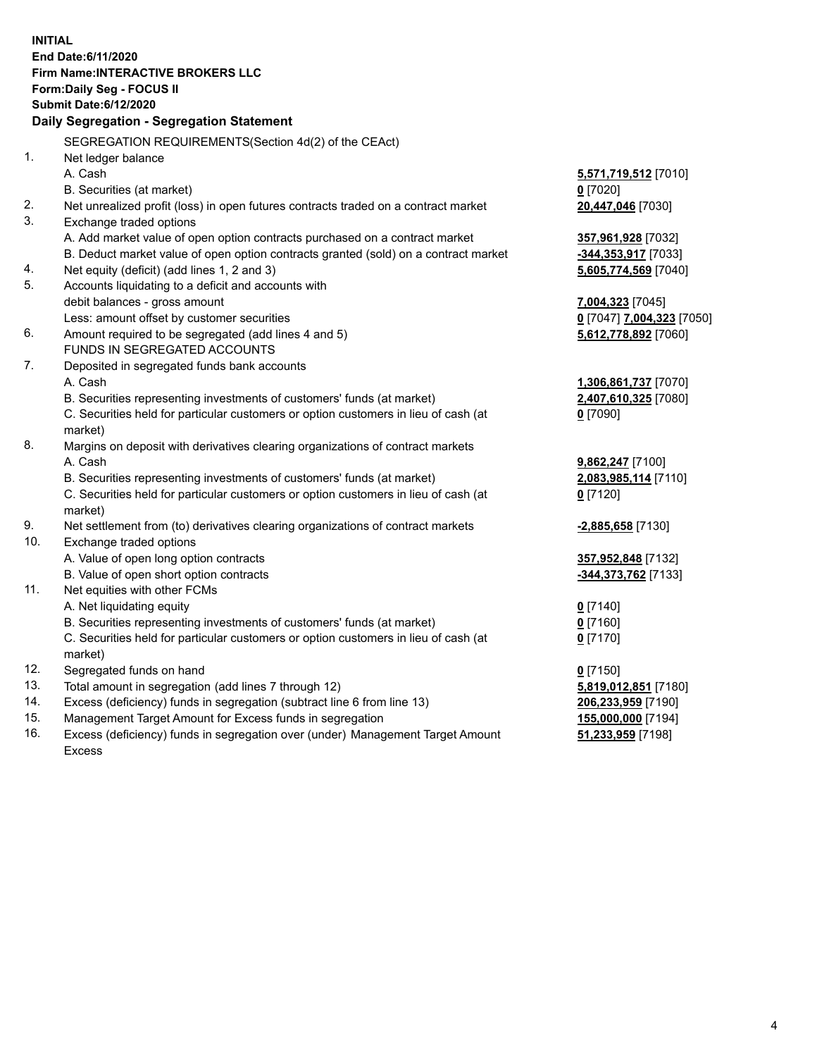**INITIAL**
**End Date:6/11/2020**
**Firm Name:INTERACTIVE BROKERS LLC**
**Form:Daily Seg - FOCUS II**
**Submit Date:6/12/2020**

**Daily Segregation - Segregation Statement**

SEGREGATION REQUIREMENTS(Section 4d(2) of the CEAct)

| | | |
|---|---|---|
| 1. | Net ledger balance | |
| | A. Cash | **5,571,719,512** [7010] |
| | B. Securities (at market) | **0** [7020] |
| 2. | Net unrealized profit (loss) in open futures contracts traded on a contract market | **20,447,046** [7030] |
| 3. | Exchange traded options | |
| | A. Add market value of open option contracts purchased on a contract market | **357,961,928** [7032] |
| | B. Deduct market value of open option contracts granted (sold) on a contract market | **-344,353,917** [7033] |
| 4. | Net equity (deficit) (add lines 1, 2 and 3) | **5,605,774,569** [7040] |
| 5. | Accounts liquidating to a deficit and accounts with | |
| | debit balances - gross amount | **7,004,323** [7045] |
| | Less: amount offset by customer securities | **0** [7047] **7,004,323** [7050] |
| 6. | Amount required to be segregated (add lines 4 and 5) | **5,612,778,892** [7060] |
| | FUNDS IN SEGREGATED ACCOUNTS | |
| 7. | Deposited in segregated funds bank accounts | |
| | A. Cash | **1,306,861,737** [7070] |
| | B. Securities representing investments of customers' funds (at market) | **2,407,610,325** [7080] |
| | C. Securities held for particular customers or option customers in lieu of cash (at market) | **0** [7090] |
| 8. | Margins on deposit with derivatives clearing organizations of contract markets | |
| | A. Cash | **9,862,247** [7100] |
| | B. Securities representing investments of customers' funds (at market) | **2,083,985,114** [7110] |
| | C. Securities held for particular customers or option customers in lieu of cash (at market) | **0** [7120] |
| 9. | Net settlement from (to) derivatives clearing organizations of contract markets | **-2,885,658** [7130] |
| 10. | Exchange traded options | |
| | A. Value of open long option contracts | **357,952,848** [7132] |
| | B. Value of open short option contracts | **-344,373,762** [7133] |
| 11. | Net equities with other FCMs | |
| | A. Net liquidating equity | **0** [7140] |
| | B. Securities representing investments of customers' funds (at market) | **0** [7160] |
| | C. Securities held for particular customers or option customers in lieu of cash (at market) | **0** [7170] |
| 12. | Segregated funds on hand | **0** [7150] |
| 13. | Total amount in segregation (add lines 7 through 12) | **5,819,012,851** [7180] |
| 14. | Excess (deficiency) funds in segregation (subtract line 6 from line 13) | **206,233,959** [7190] |
| 15. | Management Target Amount for Excess funds in segregation | **155,000,000** [7194] |
| 16. | Excess (deficiency) funds in segregation over (under) Management Target Amount Excess | **51,233,959** [7198] |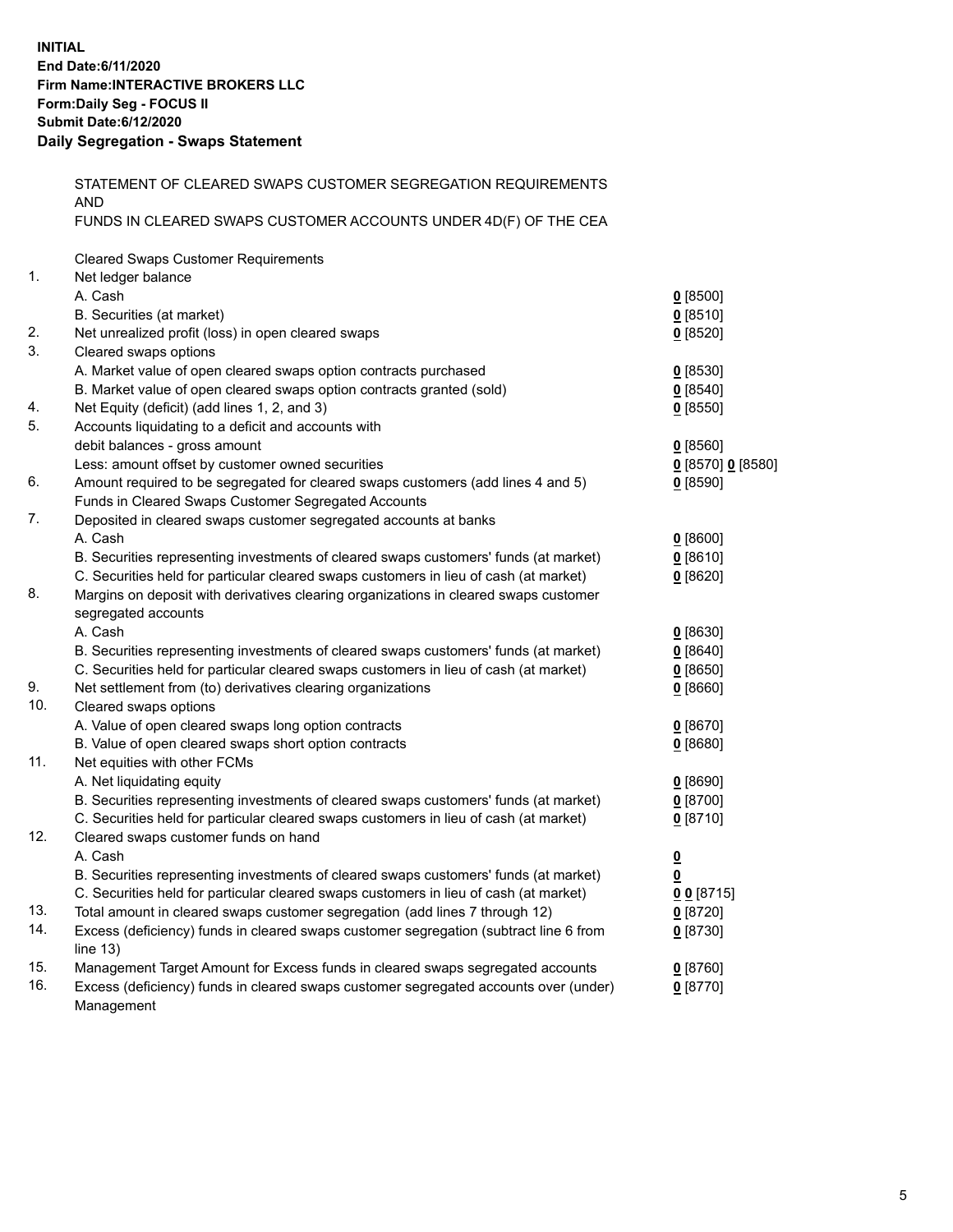**INITIAL**
**End Date:6/11/2020**
**Firm Name:INTERACTIVE BROKERS LLC**
**Form:Daily Seg - FOCUS II**
**Submit Date:6/12/2020**
**Daily Segregation - Swaps Statement**

STATEMENT OF CLEARED SWAPS CUSTOMER SEGREGATION REQUIREMENTS AND FUNDS IN CLEARED SWAPS CUSTOMER ACCOUNTS UNDER 4D(F) OF THE CEA

| | | |
|---|---|---|
| | Cleared Swaps Customer Requirements | |
| 1. | Net ledger balance | |
| | A. Cash | 0 [8500] |
| | B. Securities (at market) | 0 [8510] |
| 2. | Net unrealized profit (loss) in open cleared swaps | 0 [8520] |
| 3. | Cleared swaps options | |
| | A. Market value of open cleared swaps option contracts purchased | 0 [8530] |
| | B. Market value of open cleared swaps option contracts granted (sold) | 0 [8540] |
| 4. | Net Equity (deficit) (add lines 1, 2, and 3) | 0 [8550] |
| 5. | Accounts liquidating to a deficit and accounts with debit balances - gross amount | 0 [8560] |
| | Less: amount offset by customer owned securities | 0 [8570] 0 [8580] |
| 6. | Amount required to be segregated for cleared swaps customers (add lines 4 and 5) | 0 [8590] |
| | Funds in Cleared Swaps Customer Segregated Accounts | |
| 7. | Deposited in cleared swaps customer segregated accounts at banks | |
| | A. Cash | 0 [8600] |
| | B. Securities representing investments of cleared swaps customers' funds (at market) | 0 [8610] |
| | C. Securities held for particular cleared swaps customers in lieu of cash (at market) | 0 [8620] |
| 8. | Margins on deposit with derivatives clearing organizations in cleared swaps customer segregated accounts | |
| | A. Cash | 0 [8630] |
| | B. Securities representing investments of cleared swaps customers' funds (at market) | 0 [8640] |
| | C. Securities held for particular cleared swaps customers in lieu of cash (at market) | 0 [8650] |
| 9. | Net settlement from (to) derivatives clearing organizations | 0 [8660] |
| 10. | Cleared swaps options | |
| | A. Value of open cleared swaps long option contracts | 0 [8670] |
| | B. Value of open cleared swaps short option contracts | 0 [8680] |
| 11. | Net equities with other FCMs | |
| | A. Net liquidating equity | 0 [8690] |
| | B. Securities representing investments of cleared swaps customers' funds (at market) | 0 [8700] |
| | C. Securities held for particular cleared swaps customers in lieu of cash (at market) | 0 [8710] |
| 12. | Cleared swaps customer funds on hand | |
| | A. Cash | 0 |
| | B. Securities representing investments of cleared swaps customers' funds (at market) | 0 |
| | C. Securities held for particular cleared swaps customers in lieu of cash (at market) | 0 0 [8715] |
| 13. | Total amount in cleared swaps customer segregation (add lines 7 through 12) | 0 [8720] |
| 14. | Excess (deficiency) funds in cleared swaps customer segregation (subtract line 6 from line 13) | 0 [8730] |
| 15. | Management Target Amount for Excess funds in cleared swaps segregated accounts | 0 [8760] |
| 16. | Excess (deficiency) funds in cleared swaps customer segregated accounts over (under) Management | 0 [8770] |